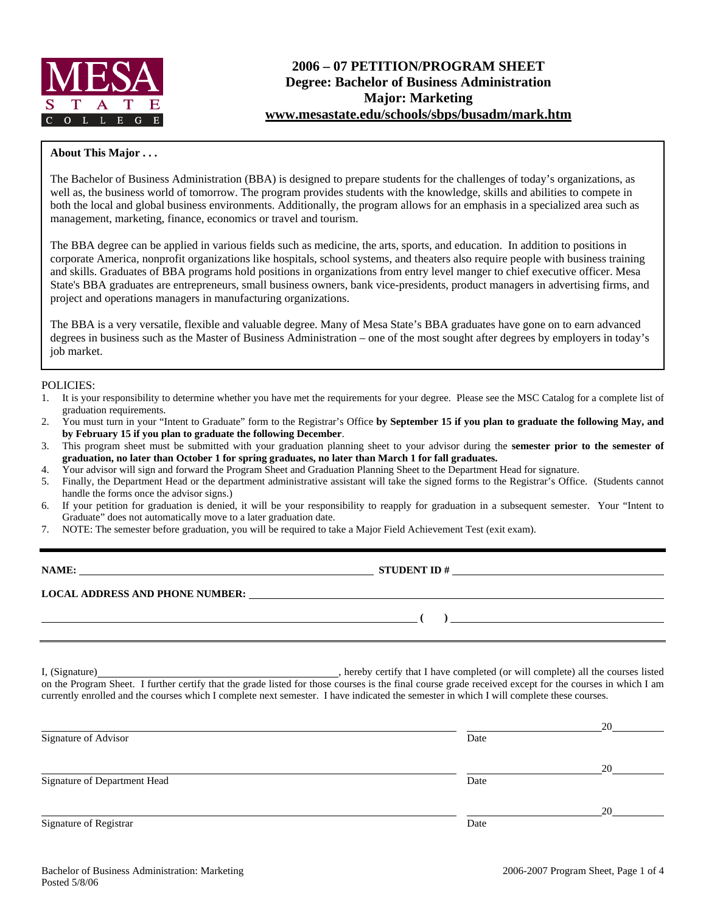MESA STATE COLLEGE

# 2006 – 07 PETITION/PROGRAM SHEET
## Degree: Bachelor of Business Administration
## Major: Marketing
## www.mesastate.edu/schools/sbps/busadm/mark.htm

**About This Major . . .**

The Bachelor of Business Administration (BBA) is designed to prepare students for the challenges of today's organizations, as well as, the business world of tomorrow. The program provides students with the knowledge, skills and abilities to compete in both the local and global business environments. Additionally, the program allows for an emphasis in a specialized area such as management, marketing, finance, economics or travel and tourism.

The BBA degree can be applied in various fields such as medicine, the arts, sports, and education. In addition to positions in corporate America, nonprofit organizations like hospitals, school systems, and theaters also require people with business training and skills. Graduates of BBA programs hold positions in organizations from entry level manger to chief executive officer. Mesa State's BBA graduates are entrepreneurs, small business owners, bank vice-presidents, product managers in advertising firms, and project and operations managers in manufacturing organizations.

The BBA is a very versatile, flexible and valuable degree. Many of Mesa State's BBA graduates have gone on to earn advanced degrees in business such as the Master of Business Administration – one of the most sought after degrees by employers in today's job market.

POLICIES:

1. It is your responsibility to determine whether you have met the requirements for your degree. Please see the MSC Catalog for a complete list of graduation requirements.
2. You must turn in your "Intent to Graduate" form to the Registrar's Office **by September 15 if you plan to graduate the following May, and by February 15 if you plan to graduate the following December**.
3. This program sheet must be submitted with your graduation planning sheet to your advisor during the **semester prior to the semester of graduation, no later than October 1 for spring graduates, no later than March 1 for fall graduates.**
4. Your advisor will sign and forward the Program Sheet and Graduation Planning Sheet to the Department Head for signature.
5. Finally, the Department Head or the department administrative assistant will take the signed forms to the Registrar's Office. (Students cannot handle the forms once the advisor signs.)
6. If your petition for graduation is denied, it will be your responsibility to reapply for graduation in a subsequent semester. Your "Intent to Graduate" does not automatically move to a later graduation date.
7. NOTE: The semester before graduation, you will be required to take a Major Field Achievement Test (exit exam).

**NAME:** ______________________________ **STUDENT ID #** ______________________________

**LOCAL ADDRESS AND PHONE NUMBER:** ______________________________

______________________________ **( )** ______________________________

I, (Signature) ______________________________, hereby certify that I have completed (or will complete) all the courses listed on the Program Sheet. I further certify that the grade listed for those courses is the final course grade received except for the courses in which I am currently enrolled and the courses which I complete next semester. I have indicated the semester in which I will complete these courses.

______________________________ ______________ 20______
Signature of Advisor Date

______________________________ ______________ 20______
Signature of Department Head Date

______________________________ ______________ 20______
Signature of Registrar Date

Bachelor of Business Administration: Marketing
Posted 5/8/06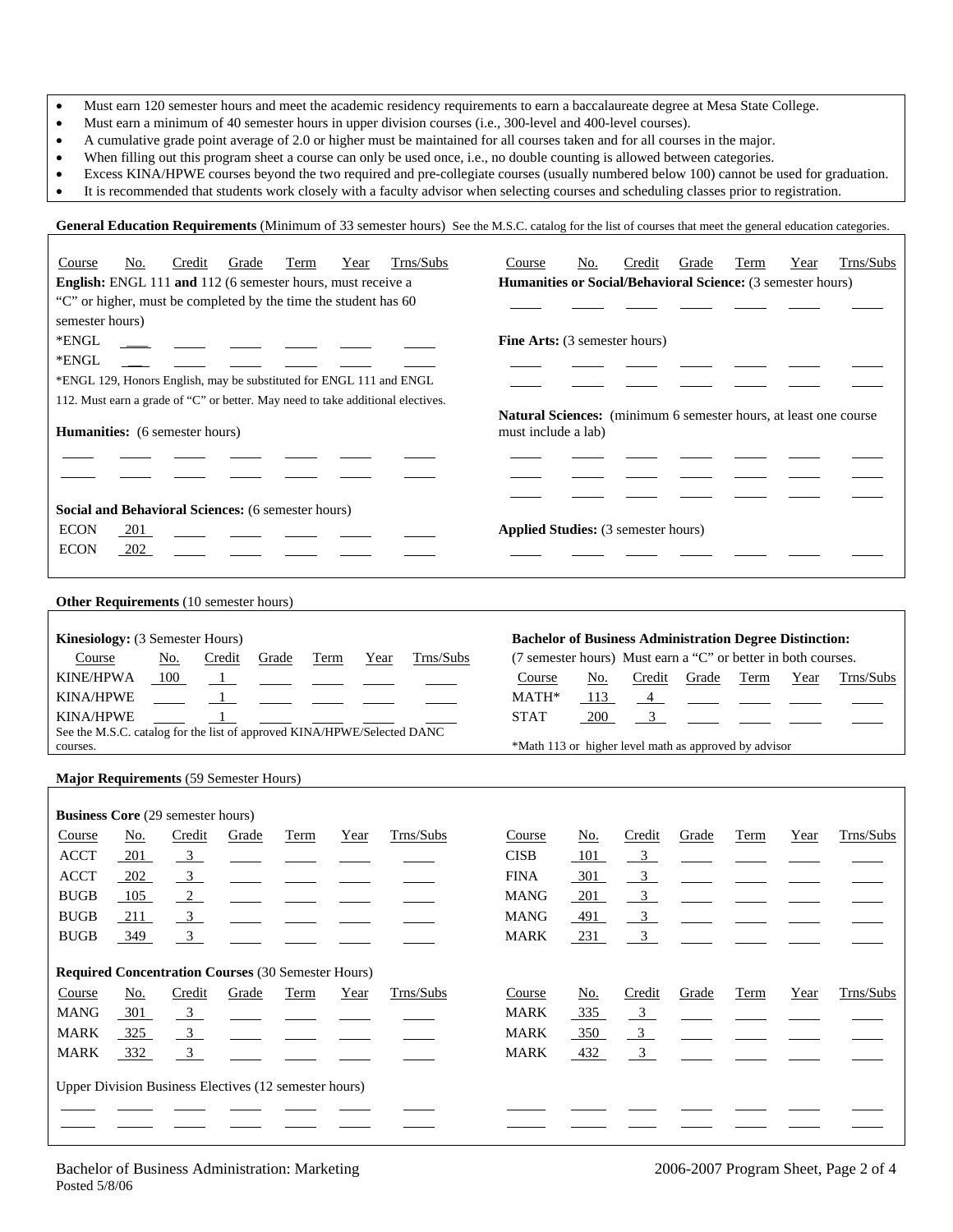- Must earn 120 semester hours and meet the academic residency requirements to earn a baccalaureate degree at Mesa State College.
- Must earn a minimum of 40 semester hours in upper division courses (i.e., 300-level and 400-level courses).
- A cumulative grade point average of 2.0 or higher must be maintained for all courses taken and for all courses in the major.
- When filling out this program sheet a course can only be used once, i.e., no double counting is allowed between categories.
- Excess KINA/HPWE courses beyond the two required and pre-collegiate courses (usually numbered below 100) cannot be used for graduation.
- It is recommended that students work closely with a faculty advisor when selecting courses and scheduling classes prior to registration.

## General Education Requirements (Minimum of 33 semester hours)

See the M.S.C. catalog for the list of courses that meet the general education categories.

**English:** ENGL 111 **and** 112 (6 semester hours, must receive a "C" or higher, must be completed by the time the student has 60 semester hours)

| Course | No. | Credit | Grade | Term | Year | Trns/Subs |
|---|---|---|---|---|---|---|
| *ENGL | | | | | | |
| *ENGL | | | | | | |

*ENGL 129, Honors English, may be substituted for ENGL 111 and ENGL 112. Must earn a grade of "C" or better. May need to take additional electives.

**Humanities:** (6 semester hours)

| Course | No. | Credit | Grade | Term | Year | Trns/Subs |
|---|---|---|---|---|---|---|
| | | | | | | |
| | | | | | | |

**Social and Behavioral Sciences:** (6 semester hours)

| Course | No. | Credit | Grade | Term | Year | Trns/Subs |
|---|---|---|---|---|---|---|
| ECON | 201 | | | | | |
| ECON | 202 | | | | | |

**Humanities or Social/Behavioral Science:** (3 semester hours)

| Course | No. | Credit | Grade | Term | Year | Trns/Subs |
|---|---|---|---|---|---|---|
| | | | | | | |

**Fine Arts:** (3 semester hours)

| Course | No. | Credit | Grade | Term | Year | Trns/Subs |
|---|---|---|---|---|---|---|
| | | | | | | |
| | | | | | | |

**Natural Sciences:** (minimum 6 semester hours, at least one course must include a lab)

| Course | No. | Credit | Grade | Term | Year | Trns/Subs |
|---|---|---|---|---|---|---|
| | | | | | | |
| | | | | | | |
| | | | | | | |

**Applied Studies:** (3 semester hours)

| Course | No. | Credit | Grade | Term | Year | Trns/Subs |
|---|---|---|---|---|---|---|
| | | | | | | |

## Other Requirements (10 semester hours)

**Kinesiology:** (3 Semester Hours)

| Course | No. | Credit | Grade | Term | Year | Trns/Subs |
|---|---|---|---|---|---|---|
| KINE/HPWA | 100 | 1 | | | | |
| KINA/HPWE | | 1 | | | | |
| KINA/HPWE | | 1 | | | | |

See the M.S.C. catalog for the list of approved KINA/HPWE/Selected DANC courses.

**Bachelor of Business Administration Degree Distinction:** (7 semester hours) Must earn a "C" or better in both courses.

| Course | No. | Credit | Grade | Term | Year | Trns/Subs |
|---|---|---|---|---|---|---|
| MATH* | 113 | 4 | | | | |
| STAT | 200 | 3 | | | | |

*Math 113 or higher level math as approved by advisor

## Major Requirements (59 Semester Hours)

**Business Core** (29 semester hours)

| Course | No. | Credit | Grade | Term | Year | Trns/Subs |
|---|---|---|---|---|---|---|
| ACCT | 201 | 3 | | | | |
| ACCT | 202 | 3 | | | | |
| BUGB | 105 | 2 | | | | |
| BUGB | 211 | 3 | | | | |
| BUGB | 349 | 3 | | | | |
| CISB | 101 | 3 | | | | |
| FINA | 301 | 3 | | | | |
| MANG | 201 | 3 | | | | |
| MANG | 491 | 3 | | | | |
| MARK | 231 | 3 | | | | |

**Required Concentration Courses** (30 Semester Hours)

| Course | No. | Credit | Grade | Term | Year | Trns/Subs |
|---|---|---|---|---|---|---|
| MANG | 301 | 3 | | | | |
| MARK | 325 | 3 | | | | |
| MARK | 332 | 3 | | | | |
| MARK | 335 | 3 | | | | |
| MARK | 350 | 3 | | | | |
| MARK | 432 | 3 | | | | |

Upper Division Business Electives (12 semester hours)

| Course | No. | Credit | Grade | Term | Year | Trns/Subs |
|---|---|---|---|---|---|---|
| | | | | | | |
| | | | | | | |
| | | | | | | |
| | | | | | | |

Bachelor of Business Administration: Marketing

Posted 5/8/06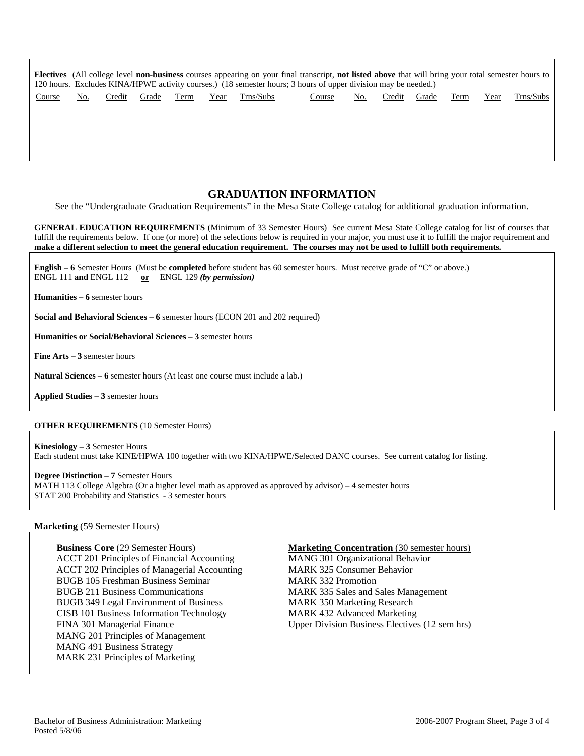**Electives** (All college level **non-business** courses appearing on your final transcript, **not listed above** that will bring your total semester hours to 120 hours. Excludes KINA/HPWE activity courses.) (18 semester hours; 3 hours of upper division may be needed.)

| Course | No. | Credit | Grade | Term | Year | Trns/Subs | Course | No. | Credit | Grade | Term | Year | Trns/Subs |
|---|---|---|---|---|---|---|---|---|---|---|---|---|---|
| | | | | | | | | | | | | | |
| | | | | | | | | | | | | | |
| | | | | | | | | | | | | | |
| | | | | | | | | | | | | | |

## GRADUATION INFORMATION

See the "Undergraduate Graduation Requirements" in the Mesa State College catalog for additional graduation information.

**GENERAL EDUCATION REQUIREMENTS** (Minimum of 33 Semester Hours) See current Mesa State College catalog for list of courses that fulfill the requirements below. If one (or more) of the selections below is required in your major, you must use it to fulfill the major requirement and **make a different selection to meet the general education requirement. The courses may not be used to fulfill both requirements.**

**English – 6** Semester Hours (Must be **completed** before student has 60 semester hours. Must receive grade of "C" or above.)
ENGL 111 **and** ENGL 112 **or** ENGL 129 ***(by permission)***

**Humanities – 6** semester hours

**Social and Behavioral Sciences – 6** semester hours (ECON 201 and 202 required)

**Humanities or Social/Behavioral Sciences – 3** semester hours

**Fine Arts – 3** semester hours

**Natural Sciences – 6** semester hours (At least one course must include a lab.)

**Applied Studies – 3** semester hours

**OTHER REQUIREMENTS** (10 Semester Hours)

**Kinesiology – 3** Semester Hours
Each student must take KINE/HPWA 100 together with two KINA/HPWE/Selected DANC courses. See current catalog for listing.

**Degree Distinction – 7** Semester Hours
MATH 113 College Algebra (Or a higher level math as approved as approved by advisor) – 4 semester hours
STAT 200 Probability and Statistics - 3 semester hours

**Marketing** (59 Semester Hours)

**Business Core** (29 Semester Hours)
ACCT 201 Principles of Financial Accounting
ACCT 202 Principles of Managerial Accounting
BUGB 105 Freshman Business Seminar
BUGB 211 Business Communications
BUGB 349 Legal Environment of Business
CISB 101 Business Information Technology
FINA 301 Managerial Finance
MANG 201 Principles of Management
MANG 491 Business Strategy
MARK 231 Principles of Marketing

**Marketing Concentration** (30 semester hours)
MANG 301 Organizational Behavior
MARK 325 Consumer Behavior
MARK 332 Promotion
MARK 335 Sales and Sales Management
MARK 350 Marketing Research
MARK 432 Advanced Marketing
Upper Division Business Electives (12 sem hrs)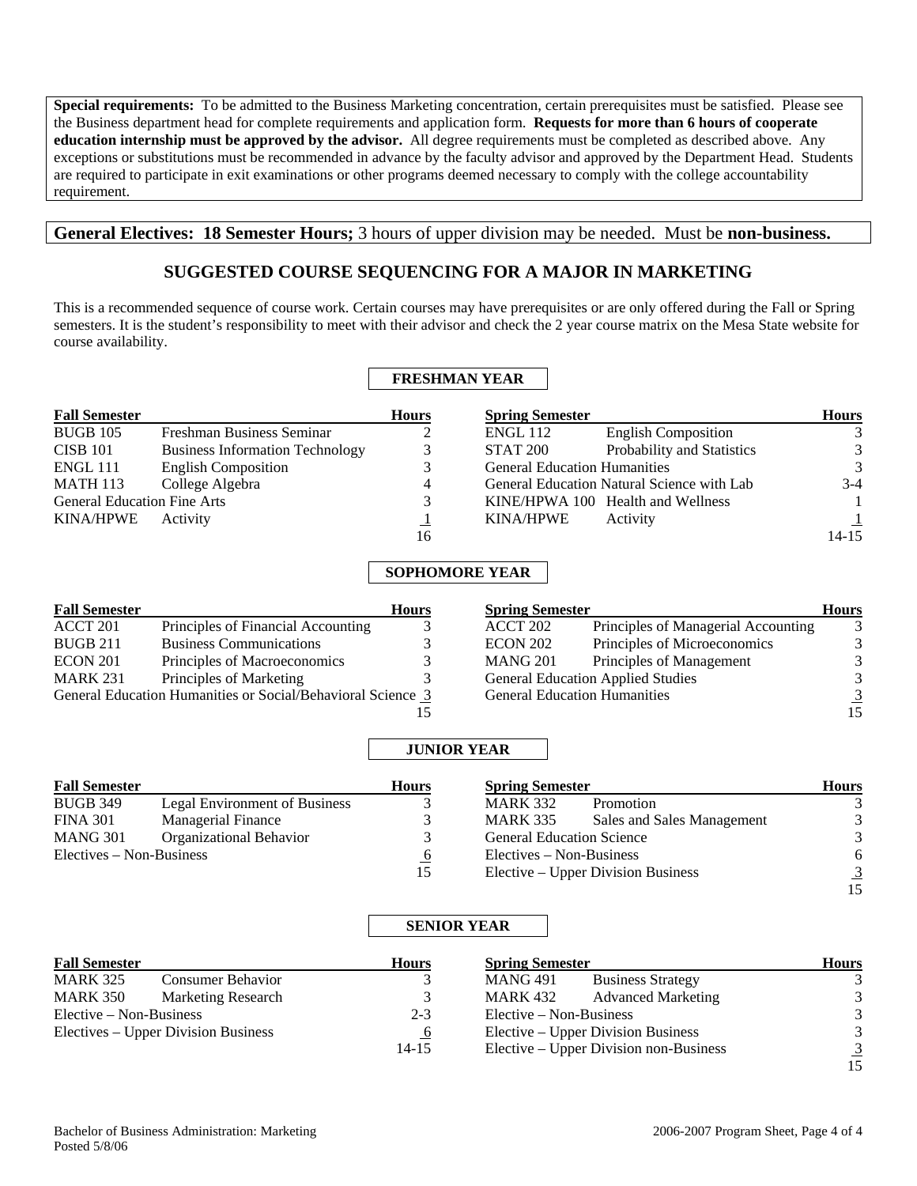**Special requirements:** To be admitted to the Business Marketing concentration, certain prerequisites must be satisfied. Please see the Business department head for complete requirements and application form. **Requests for more than 6 hours of cooperate education internship must be approved by the advisor.** All degree requirements must be completed as described above. Any exceptions or substitutions must be recommended in advance by the faculty advisor and approved by the Department Head. Students are required to participate in exit examinations or other programs deemed necessary to comply with the college accountability requirement.

**General Electives: 18 Semester Hours;** 3 hours of upper division may be needed. Must be **non-business.**

## SUGGESTED COURSE SEQUENCING FOR A MAJOR IN MARKETING

This is a recommended sequence of course work. Certain courses may have prerequisites or are only offered during the Fall or Spring semesters. It is the student's responsibility to meet with their advisor and check the 2 year course matrix on the Mesa State website for course availability.

### FRESHMAN YEAR

| Fall Semester | | Hours | Spring Semester | | Hours |
|---|---|---|---|---|---|
| BUGB 105 | Freshman Business Seminar | 2 | ENGL 112 | English Composition | 3 |
| CISB 101 | Business Information Technology | 3 | STAT 200 | Probability and Statistics | 3 |
| ENGL 111 | English Composition | 3 | General Education Humanities | | 3 |
| MATH 113 | College Algebra | 4 | General Education Natural Science with Lab | | 3-4 |
| General Education Fine Arts | | 3 | KINE/HPWA 100 | Health and Wellness | 1 |
| KINA/HPWE | Activity | 1 | KINA/HPWE | Activity | 1 |
| | | 16 | | | 14-15 |

### SOPHOMORE YEAR

| Fall Semester | | Hours | Spring Semester | | Hours |
|---|---|---|---|---|---|
| ACCT 201 | Principles of Financial Accounting | 3 | ACCT 202 | Principles of Managerial Accounting | 3 |
| BUGB 211 | Business Communications | 3 | ECON 202 | Principles of Microeconomics | 3 |
| ECON 201 | Principles of Macroeconomics | 3 | MANG 201 | Principles of Management | 3 |
| MARK 231 | Principles of Marketing | 3 | General Education Applied Studies | | 3 |
| General Education Humanities or Social/Behavioral Science | | 3 | General Education Humanities | | 3 |
| | | 15 | | | 15 |

### JUNIOR YEAR

| Fall Semester | | Hours | Spring Semester | | Hours |
|---|---|---|---|---|---|
| BUGB 349 | Legal Environment of Business | 3 | MARK 332 | Promotion | 3 |
| FINA 301 | Managerial Finance | 3 | MARK 335 | Sales and Sales Management | 3 |
| MANG 301 | Organizational Behavior | 3 | General Education Science | | 3 |
| Electives – Non-Business | | 6 | Electives – Non-Business | | 6 |
| | | 15 | Elective – Upper Division Business | | 3 |
| | | | | | 15 |

### SENIOR YEAR

| Fall Semester | | Hours | Spring Semester | | Hours |
|---|---|---|---|---|---|
| MARK 325 | Consumer Behavior | 3 | MANG 491 | Business Strategy | 3 |
| MARK 350 | Marketing Research | 3 | MARK 432 | Advanced Marketing | 3 |
| Elective – Non-Business | | 2-3 | Elective – Non-Business | | 3 |
| Electives – Upper Division Business | | 6 | Elective – Upper Division Business | | 3 |
| | | 14-15 | Elective – Upper Division non-Business | | 3 |
| | | | | | 15 |

Bachelor of Business Administration: Marketing
Posted 5/8/06